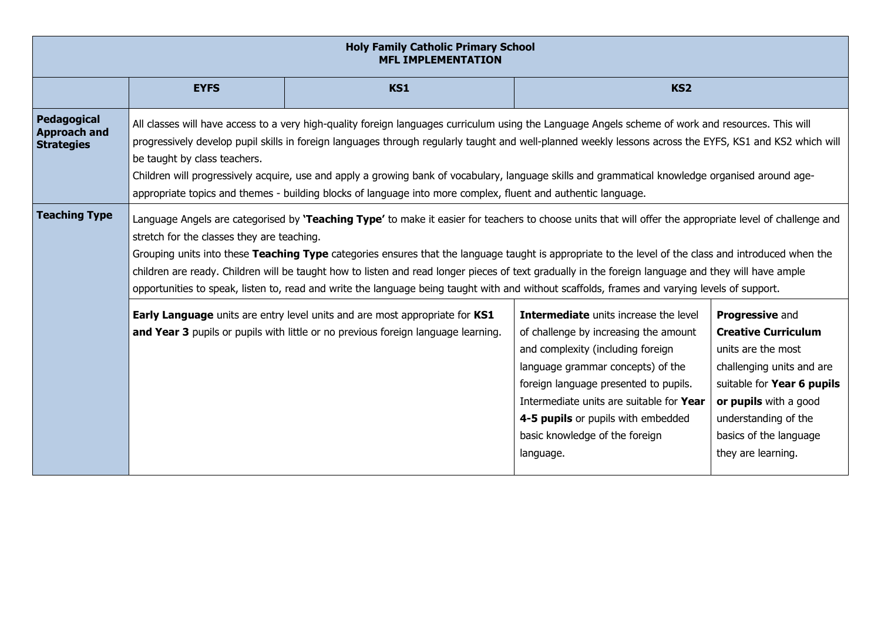| Holy Family Catholic Primary School<br>MFL IMPLEMENTATION | | | | |
|---|---|---|---|---|
| | **EYFS** | **KS1** | **KS2** | |
| **Pedagogical Approach and Strategies** | All classes will have access to a very high-quality foreign languages curriculum using the Language Angels scheme of work and resources. This will progressively develop pupil skills in foreign languages through regularly taught and well-planned weekly lessons across the EYFS, KS1 and KS2 which will be taught by class teachers.<br>Children will progressively acquire, use and apply a growing bank of vocabulary, language skills and grammatical knowledge organised around age-appropriate topics and themes - building blocks of language into more complex, fluent and authentic language. | | | |
| **Teaching Type** | Language Angels are categorised by **'Teaching Type'** to make it easier for teachers to choose units that will offer the appropriate level of challenge and stretch for the classes they are teaching.<br>Grouping units into these **Teaching Type** categories ensures that the language taught is appropriate to the level of the class and introduced when the children are ready. Children will be taught how to listen and read longer pieces of text gradually in the foreign language and they will have ample opportunities to speak, listen to, read and write the language being taught with and without scaffolds, frames and varying levels of support. | | | |
| | **Early Language** units are entry level units and are most appropriate for **KS1 and Year 3** pupils or pupils with little or no previous foreign language learning. | | **Intermediate** units increase the level of challenge by increasing the amount and complexity (including foreign language grammar concepts) of the foreign language presented to pupils. Intermediate units are suitable for **Year 4-5 pupils** or pupils with embedded basic knowledge of the foreign language. | **Progressive** and **Creative Curriculum** units are the most challenging units and are suitable for **Year 6 pupils or pupils** with a good understanding of the basics of the language they are learning. |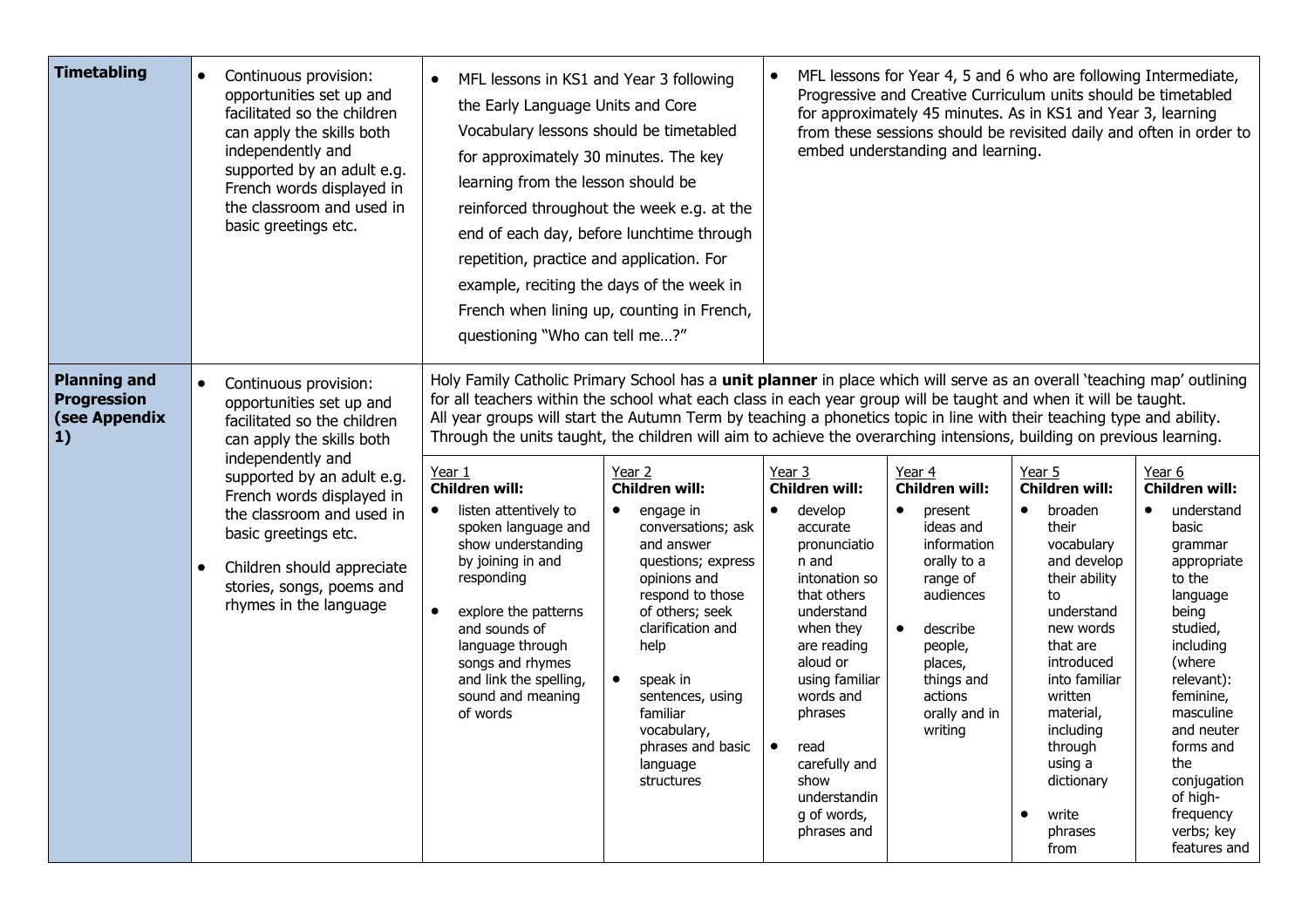| | | | | | | | | |
|---|---|---|---|---|---|---|---|---|
| **Timetabling** | • Continuous provision: opportunities set up and facilitated so the children can apply the skills both independently and supported by an adult e.g. French words displayed in the classroom and used in basic greetings etc. | • MFL lessons in KS1 and Year 3 following the Early Language Units and Core Vocabulary lessons should be timetabled for approximately 30 minutes. The key learning from the lesson should be reinforced throughout the week e.g. at the end of each day, before lunchtime through repetition, practice and application. For example, reciting the days of the week in French when lining up, counting in French, questioning "Who can tell me…?" | | • MFL lessons for Year 4, 5 and 6 who are following Intermediate, Progressive and Creative Curriculum units should be timetabled for approximately 45 minutes. As in KS1 and Year 3, learning from these sessions should be revisited daily and often in order to embed understanding and learning. | | | | |
| **Planning and Progression (see Appendix 1)** | • Continuous provision: opportunities set up and facilitated so the children can apply the skills both independently and supported by an adult e.g. French words displayed in the classroom and used in basic greetings etc.<br>• Children should appreciate stories, songs, poems and rhymes in the language | Holy Family Catholic Primary School has a **unit planner** in place which will serve as an overall 'teaching map' outlining for all teachers within the school what each class in each year group will be taught and when it will be taught.<br>All year groups will start the Autumn Term by teaching a phonetics topic in line with their teaching type and ability.<br>Through the units taught, the children will aim to achieve the overarching intensions, building on previous learning. | | | | | | |
| | | Year 1<br>**Children will:**<br>• listen attentively to spoken language and show understanding by joining in and responding<br>• explore the patterns and sounds of language through songs and rhymes and link the spelling, sound and meaning of words | Year 2<br>**Children will:**<br>• engage in conversations; ask and answer questions; express opinions and respond to those of others; seek clarification and help<br>• speak in sentences, using familiar vocabulary, phrases and basic language structures | Year 3<br>**Children will:**<br>• develop accurate pronunciation and intonation so that others understand when they are reading aloud or using familiar words and phrases<br>• read carefully and show understanding of words, phrases and | Year 4<br>**Children will:**<br>• present ideas and information orally to a range of audiences<br>• describe people, places, things and actions orally and in writing | Year 5<br>**Children will:**<br>• broaden their vocabulary and develop their ability to understand new words that are introduced into familiar written material, including through using a dictionary<br>• write phrases from | Year 6<br>**Children will:**<br>• understand basic grammar appropriate to the language being studied, including (where relevant): feminine, masculine and neuter forms and the conjugation of high-frequency verbs; key features and | |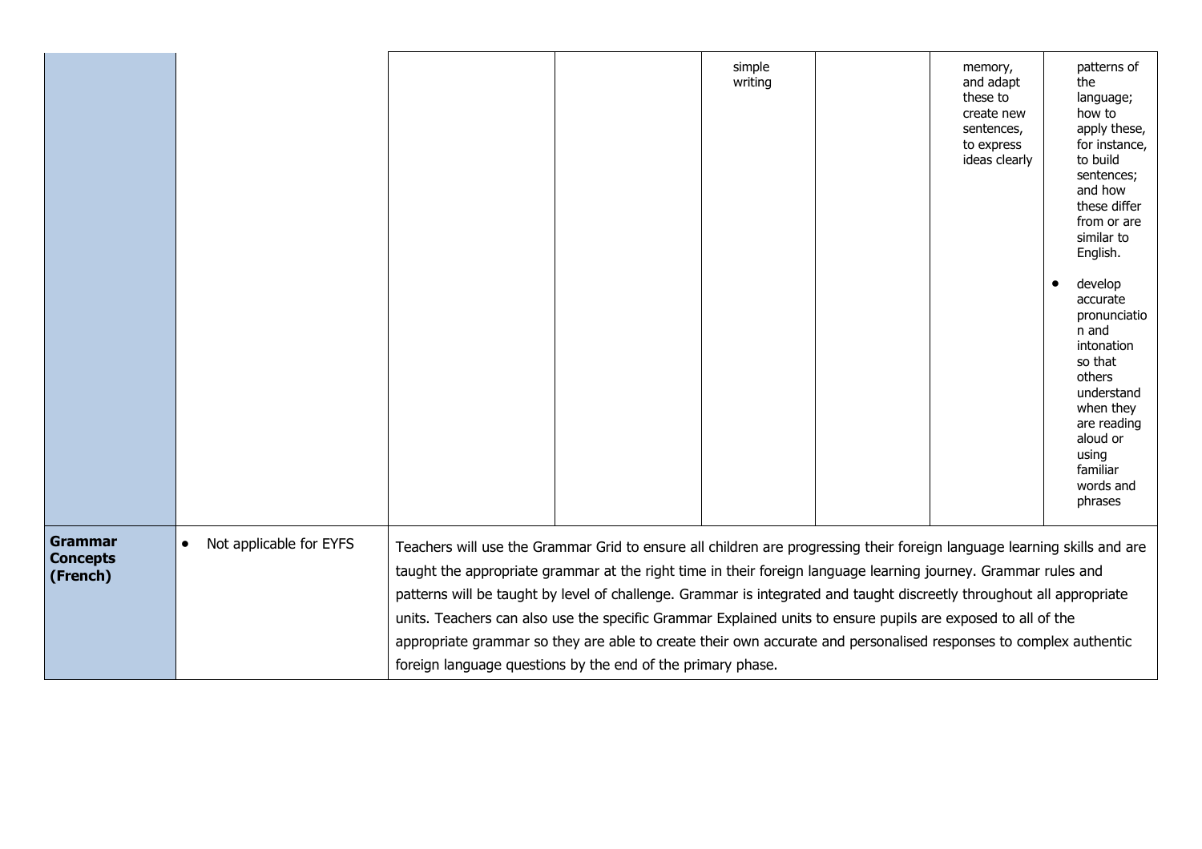| | | | | | | | | |
|---|---|---|---|---|---|---|---|---|
| | | | | simple writing | | memory, and adapt these to create new sentences, to express ideas clearly | patterns of the language; how to apply these, for instance, to build sentences; and how these differ from or are similar to English.<br><br>• develop accurate pronunciation and intonation so that others understand when they are reading aloud or using familiar words and phrases |
| **Grammar Concepts (French)** | • Not applicable for EYFS | Teachers will use the Grammar Grid to ensure all children are progressing their foreign language learning skills and are taught the appropriate grammar at the right time in their foreign language learning journey. Grammar rules and patterns will be taught by level of challenge. Grammar is integrated and taught discreetly throughout all appropriate units. Teachers can also use the specific Grammar Explained units to ensure pupils are exposed to all of the appropriate grammar so they are able to create their own accurate and personalised responses to complex authentic foreign language questions by the end of the primary phase. | | | | | | |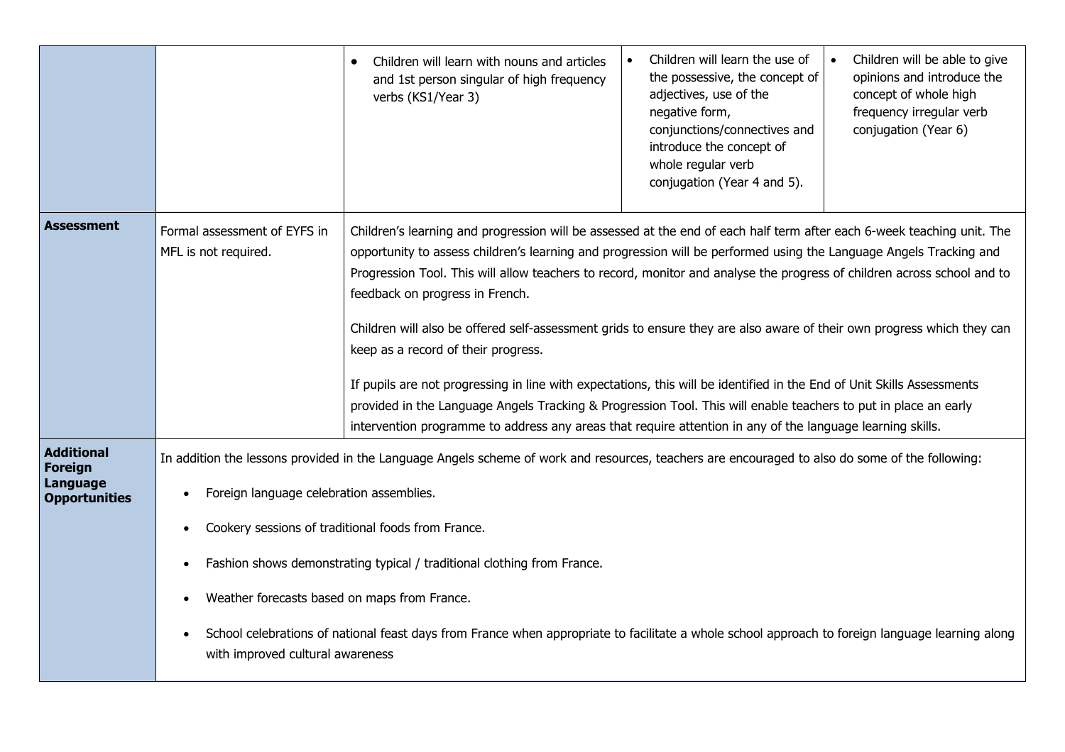| | | | | |
|---|---|---|---|---|
| | | • Children will learn with nouns and articles and 1st person singular of high frequency verbs (KS1/Year 3) | • Children will learn the use of the possessive, the concept of adjectives, use of the negative form, conjunctions/connectives and introduce the concept of whole regular verb conjugation (Year 4 and 5). | • Children will be able to give opinions and introduce the concept of whole high frequency irregular verb conjugation (Year 6) |
| **Assessment** | Formal assessment of EYFS in MFL is not required. | Children's learning and progression will be assessed at the end of each half term after each 6-week teaching unit. The opportunity to assess children's learning and progression will be performed using the Language Angels Tracking and Progression Tool. This will allow teachers to record, monitor and analyse the progress of children across school and to feedback on progress in French.<br><br>Children will also be offered self-assessment grids to ensure they are also aware of their own progress which they can keep as a record of their progress.<br><br>If pupils are not progressing in line with expectations, this will be identified in the End of Unit Skills Assessments provided in the Language Angels Tracking & Progression Tool. This will enable teachers to put in place an early intervention programme to address any areas that require attention in any of the language learning skills. | | |
| **Additional Foreign Language Opportunities** | In addition the lessons provided in the Language Angels scheme of work and resources, teachers are encouraged to also do some of the following:<br><br>• Foreign language celebration assemblies.<br>• Cookery sessions of traditional foods from France.<br>• Fashion shows demonstrating typical / traditional clothing from France.<br>• Weather forecasts based on maps from France.<br>• School celebrations of national feast days from France when appropriate to facilitate a whole school approach to foreign language learning along with improved cultural awareness | | | |